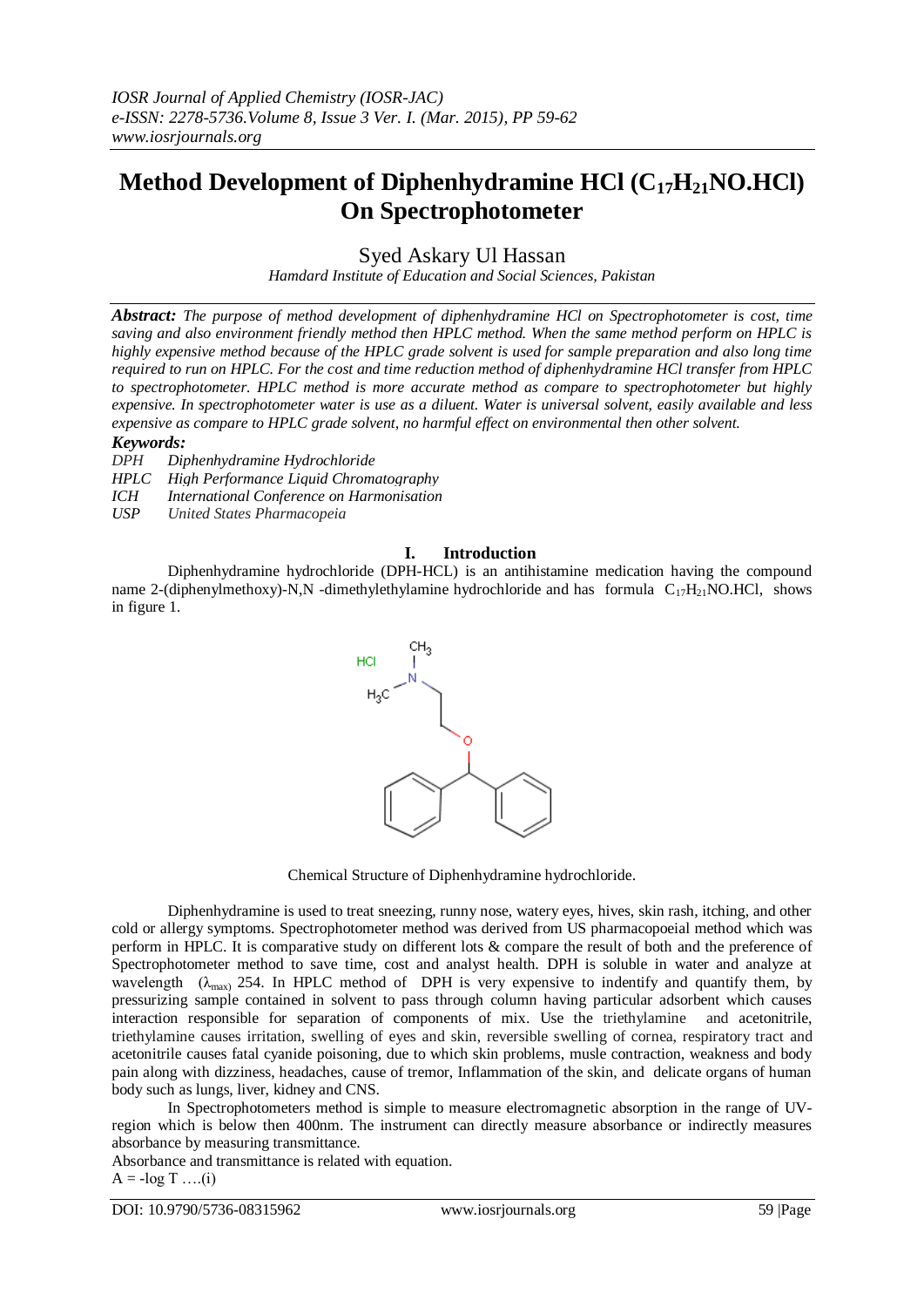// IOSR Journal of Applied Chemistry (IOSR-JAC)
*e-ISSN: 2278-5736.Volume 8, Issue 3 Ver. I. (Mar. 2015), PP 59-62*
*www.iosrjournals.org*

# Method Development of Diphenhydramine HCl ($C_{17}H_{21}NO.HCl$) On Spectrophotometer

Syed Askary Ul Hassan

*Hamdard Institute of Education and Social Sciences, Pakistan*

***Abstract:*** *The purpose of method development of diphenhydramine HCl on Spectrophotometer is cost, time saving and also environment friendly method then HPLC method. When the same method perform on HPLC is highly expensive method because of the HPLC grade solvent is used for sample preparation and also long time required to run on HPLC. For the cost and time reduction method of diphenhydramine HCl transfer from HPLC to spectrophotometer. HPLC method is more accurate method as compare to spectrophotometer but highly expensive. In spectrophotometer water is use as a diluent. Water is universal solvent, easily available and less expensive as compare to HPLC grade solvent, no harmful effect on environmental then other solvent.*

***Keywords:***

*DPH Diphenhydramine Hydrochloride*
*HPLC High Performance Liquid Chromatography*
*ICH International Conference on Harmonisation*
*USP United States Pharmacopeia*

## I. Introduction

Diphenhydramine hydrochloride (DPH-HCL) is an antihistamine medication having the compound name 2-(diphenylmethoxy)-N,N -dimethylethylamine hydrochloride and has formula $C_{17}H_{21}NO.HCl$, shows in figure 1.

Chemical Structure of Diphenhydramine hydrochloride.

Diphenhydramine is used to treat sneezing, runny nose, watery eyes, hives, skin rash, itching, and other cold or allergy symptoms. Spectrophotometer method was derived from US pharmacopoeial method which was perform in HPLC. It is comparative study on different lots & compare the result of both and the preference of Spectrophotometer method to save time, cost and analyst health. DPH is soluble in water and analyze at wavelength ($\lambda_{max}$) 254. In HPLC method of DPH is very expensive to indentify and quantify them, by pressurizing sample contained in solvent to pass through column having particular adsorbent which causes interaction responsible for separation of components of mix. Use the triethylamine and acetonitrile, triethylamine causes irritation, swelling of eyes and skin, reversible swelling of cornea, respiratory tract and acetonitrile causes fatal cyanide poisoning, due to which skin problems, musle contraction, weakness and body pain along with dizziness, headaches, cause of tremor, Inflammation of the skin, and delicate organs of human body such as lungs, liver, kidney and CNS.

In Spectrophotometers method is simple to measure electromagnetic absorption in the range of UV-region which is below then 400nm. The instrument can directly measure absorbance or indirectly measures absorbance by measuring transmittance.

Absorbance and transmittance is related with equation.

$A = -\log T$ ….(i)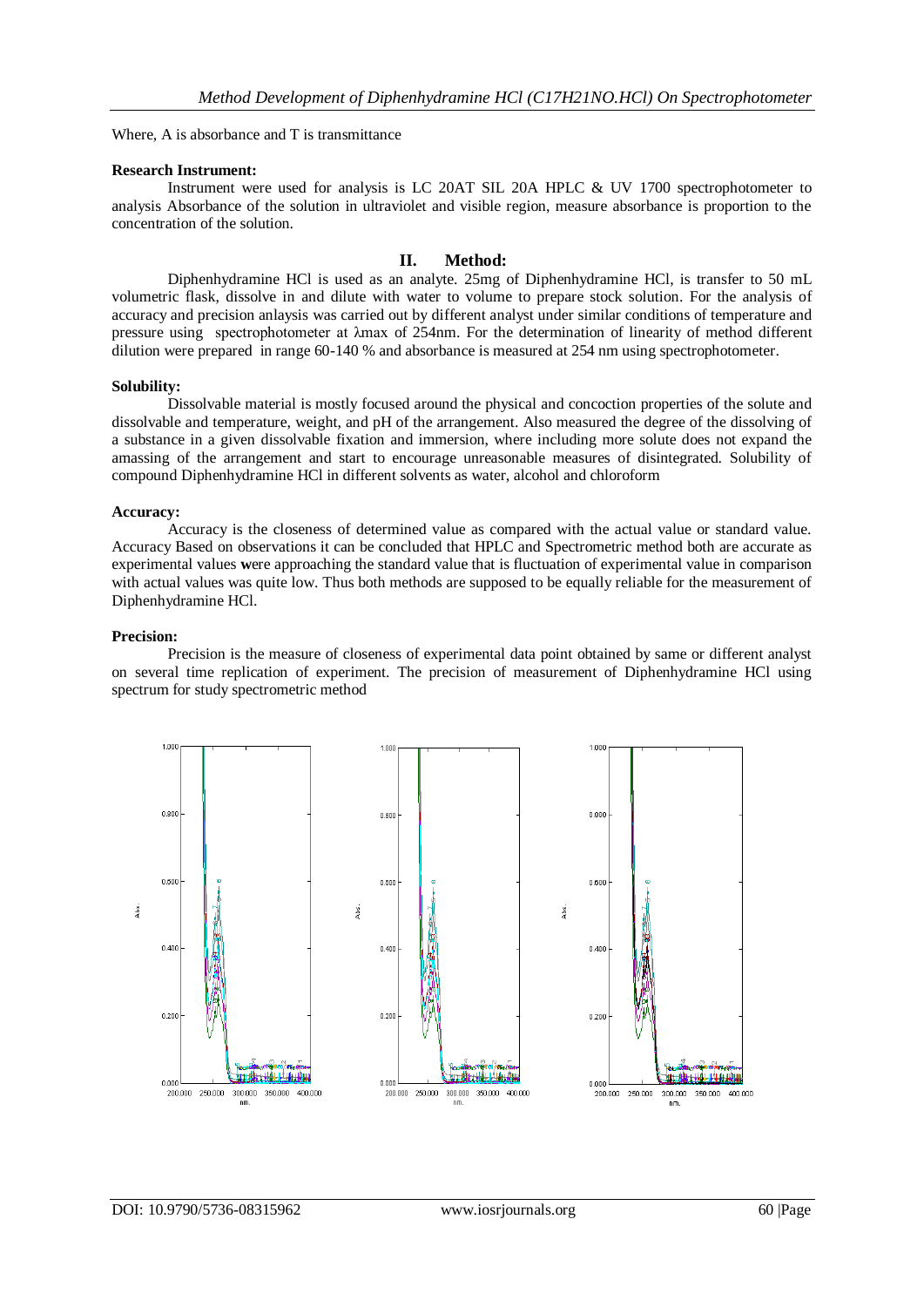Where, A is absorbance and T is transmittance

**Research Instrument:**

Instrument were used for analysis is LC 20AT SIL 20A HPLC & UV 1700 spectrophotometer to analysis Absorbance of the solution in ultraviolet and visible region, measure absorbance is proportion to the concentration of the solution.

## II. Method:

Diphenhydramine HCl is used as an analyte. 25mg of Diphenhydramine HCl, is transfer to 50 mL volumetric flask, dissolve in and dilute with water to volume to prepare stock solution. For the analysis of accuracy and precision anlaysis was carried out by different analyst under similar conditions of temperature and pressure using spectrophotometer at λmax of 254nm. For the determination of linearity of method different dilution were prepared in range 60-140 % and absorbance is measured at 254 nm using spectrophotometer.

**Solubility:**

Dissolvable material is mostly focused around the physical and concoction properties of the solute and dissolvable and temperature, weight, and pH of the arrangement. Also measured the degree of the dissolving of a substance in a given dissolvable fixation and immersion, where including more solute does not expand the amassing of the arrangement and start to encourage unreasonable measures of disintegrated. Solubility of compound Diphenhydramine HCl in different solvents as water, alcohol and chloroform

**Accuracy:**

Accuracy is the closeness of determined value as compared with the actual value or standard value. Accuracy Based on observations it can be concluded that HPLC and Spectrometric method both are accurate as experimental values were approaching the standard value that is fluctuation of experimental value in comparison with actual values was quite low. Thus both methods are supposed to be equally reliable for the measurement of Diphenhydramine HCl.

**Precision:**

Precision is the measure of closeness of experimental data point obtained by same or different analyst on several time replication of experiment. The precision of measurement of Diphenhydramine HCl using spectrum for study spectrometric method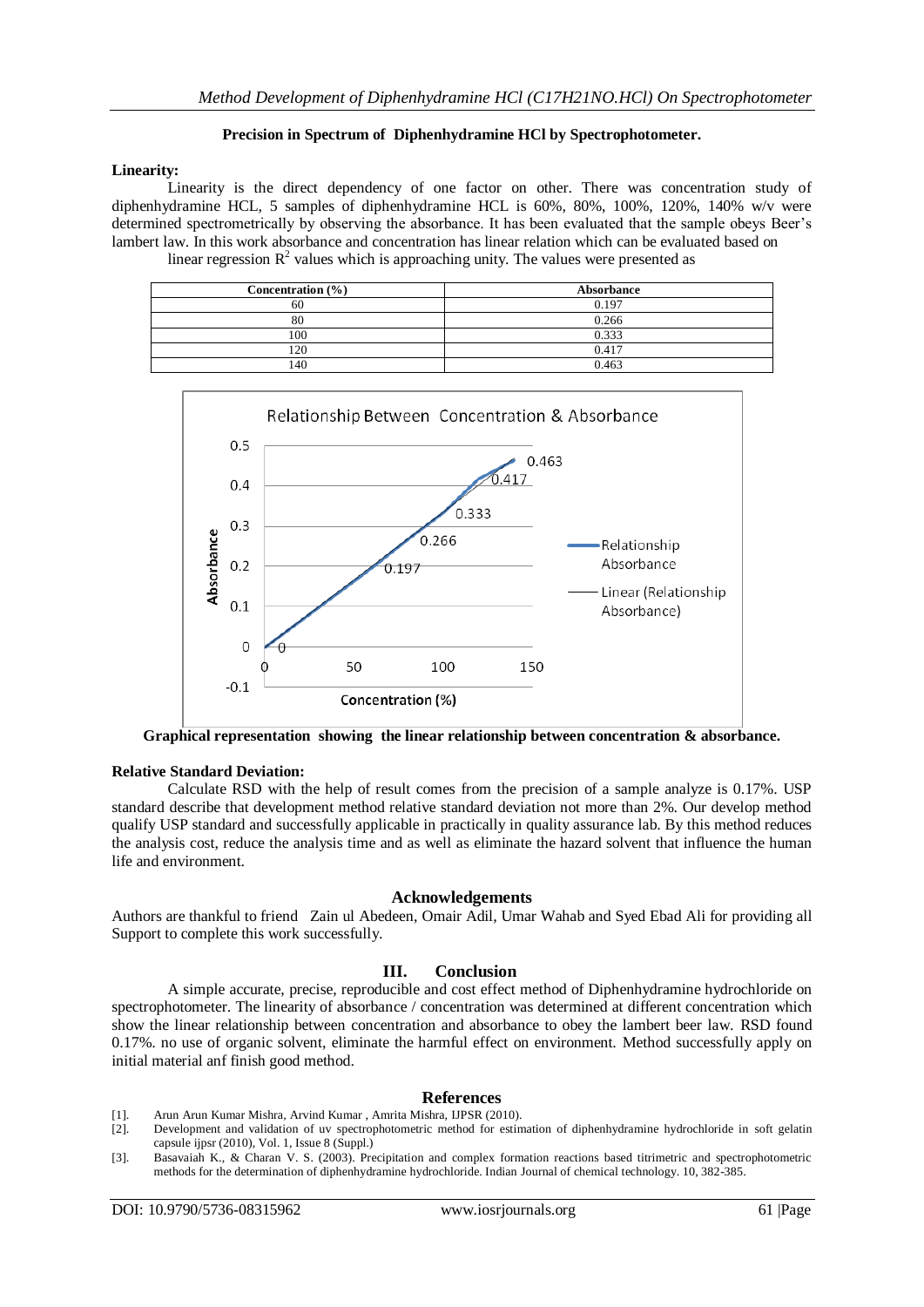**Precision in Spectrum of Diphenhydramine HCl by Spectrophotometer.**

**Linearity:**

Linearity is the direct dependency of one factor on other. There was concentration study of diphenhydramine HCL, 5 samples of diphenhydramine HCL is 60%, 80%, 100%, 120%, 140% w/v were determined spectrometrically by observing the absorbance. It has been evaluated that the sample obeys Beer's lambert law. In this work absorbance and concentration has linear relation which can be evaluated based on linear regression $R^2$ values which is approaching unity. The values were presented as

| Concentration (%) | Absorbance |
|---|---|
| 60 | 0.197 |
| 80 | 0.266 |
| 100 | 0.333 |
| 120 | 0.417 |
| 140 | 0.463 |

**Graphical representation showing the linear relationship between concentration & absorbance.**

**Relative Standard Deviation:**

Calculate RSD with the help of result comes from the precision of a sample analyze is 0.17%. USP standard describe that development method relative standard deviation not more than 2%. Our develop method qualify USP standard and successfully applicable in practically in quality assurance lab. By this method reduces the analysis cost, reduce the analysis time and as well as eliminate the hazard solvent that influence the human life and environment.

## Acknowledgements

Authors are thankful to friend Zain ul Abedeen, Omair Adil, Umar Wahab and Syed Ebad Ali for providing all Support to complete this work successfully.

## III. Conclusion

A simple accurate, precise, reproducible and cost effect method of Diphenhydramine hydrochloride on spectrophotometer. The linearity of absorbance / concentration was determined at different concentration which show the linear relationship between concentration and absorbance to obey the lambert beer law. RSD found 0.17%. no use of organic solvent, eliminate the harmful effect on environment. Method successfully apply on initial material anf finish good method.

## References

[1]. Arun Arun Kumar Mishra, Arvind Kumar , Amrita Mishra, IJPSR (2010).

[2]. Development and validation of uv spectrophotometric method for estimation of diphenhydramine hydrochloride in soft gelatin capsule ijpsr (2010), Vol. 1, Issue 8 (Suppl.)

[3]. Basavaiah K., & Charan V. S. (2003). Precipitation and complex formation reactions based titrimetric and spectrophotometric methods for the determination of diphenhydramine hydrochloride. Indian Journal of chemical technology. 10, 382-385.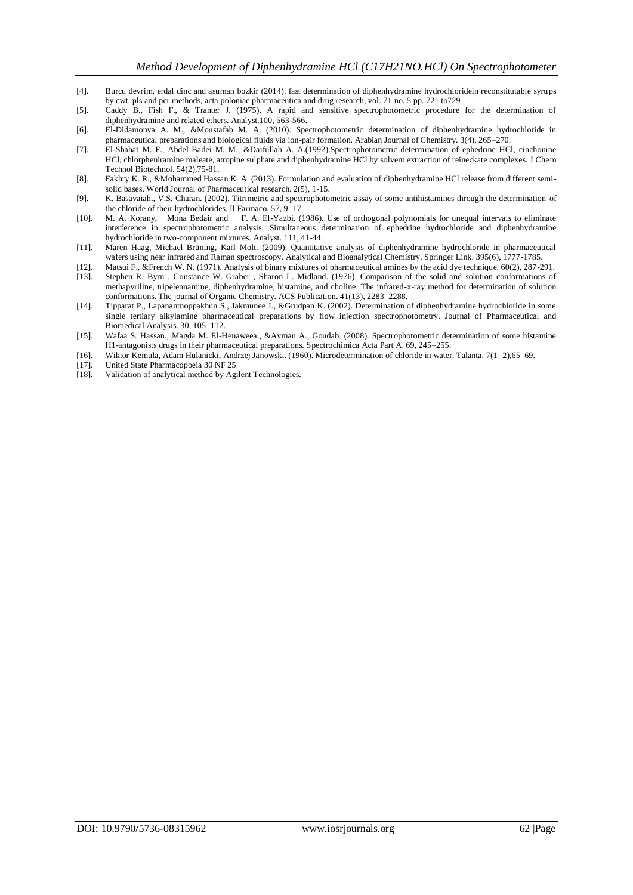[4]. Burcu devrim, erdal dinc and asuman bozkir (2014). fast determination of diphenhydramine hydrochloridein reconstitutable syrups by cwt, pls and pcr methods, acta poloniae pharmaceutica and drug research, vol. 71 no. 5 pp. 721 to729

[5]. Caddy B., Fish F., & Tranter J. (1975). A rapid and sensitive spectrophotometric procedure for the determination of diphenhydramine and related ethers. Analyst.100, 563-566.

[6]. El-Didamonya A. M., &Moustafab M. A. (2010). Spectrophotometric determination of diphenhydramine hydrochloride in pharmaceutical preparations and biological fluids via ion-pair formation. Arabian Journal of Chemistry. 3(4), 265–270.

[7]. El-Shahat M. F., Abdel Badei M. M., &Daifullah A. A.(1992).Spectrophotometric determination of ephedrine HCl, cinchonine HCl, chlorpheniramine maleate, atropine sulphate and diphenhydramine HCl by solvent extraction of reineckate complexes. J Chem Technol Biotechnol. 54(2),75-81.

[8]. Fakhry K. R., &Mohammed Hassan K. A. (2013). Formulation and evaluation of diphenhydramine HCl release from different semi-solid bases. World Journal of Pharmaceutical research. 2(5), 1-15.

[9]. K. Basavaiah., V.S. Charan. (2002). Titrimetric and spectrophotometric assay of some antihistamines through the determination of the chloride of their hydrochlorides. Il Farmaco. 57, 9–17.

[10]. M. A. Korany, Mona Bedair and F. A. El-Yazbi. (1986). Use of orthogonal polynomials for unequal intervals to eliminate interference in spectrophotometric analysis. Simultaneous determination of ephedrine hydrochloride and diphenhydramine hydrochloride in two-component mixtures. Analyst. 111, 41-44.

[11]. Maren Haag, Michael Brüning, Karl Molt. (2009). Quantitative analysis of diphenhydramine hydrochloride in pharmaceutical wafers using near infrared and Raman spectroscopy. Analytical and Bioanalytical Chemistry. Springer Link. 395(6), 1777-1785.

[12]. Matsui F., &French W. N. (1971). Analysis of binary mixtures of pharmaceutical amines by the acid dye technique. 60(2), 287-291.

[13]. Stephen R. Byrn , Constance W. Graber , Sharon L. Midland. (1976). Comparison of the solid and solution conformations of methapyriline, tripelennamine, diphenhydramine, histamine, and choline. The infrared-x-ray method for determination of solution conformations. The journal of Organic Chemistry. ACS Publication. 41(13), 2283–2288.

[14]. Tipparat P., Lapanantnoppakhun S., Jakmunee J., &Grudpan K. (2002). Determination of diphenhydramine hydrochloride in some single tertiary alkylamine pharmaceutical preparations by flow injection spectrophotometry. Journal of Pharmaceutical and Biomedical Analysis. 30, 105–112.

[15]. Wafaa S. Hassan., Magda M. El-Henaweea., &Ayman A., Goudab. (2008). Spectrophotometric determination of some histamine H1-antagonists drugs in their pharmaceutical preparations. Spectrochimica Acta Part A. 69, 245–255.

[16]. Wiktor Kemula, Adam Hulanicki, Andrzej Janowski. (1960). Microdetermination of chloride in water. Talanta. 7(1–2),65–69.

[17]. United State Pharmacopoeia 30 NF 25

[18]. Validation of analytical method by Agilent Technologies.